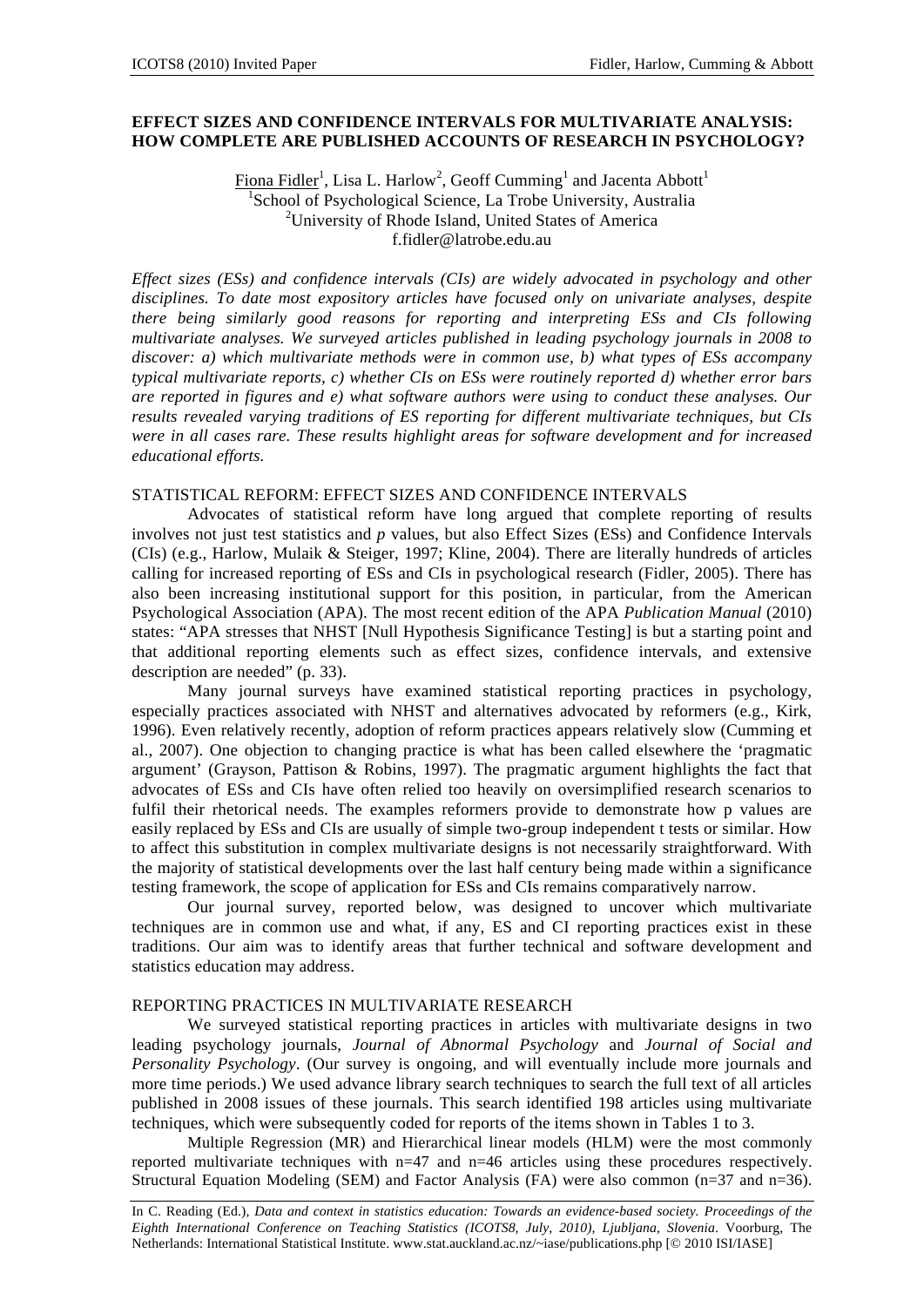# EFFECT SIZES AND CONFIDENCE INTERVALS FOR MULTIVARIATE ANALYSIS: HOW COMPLETE ARE PUBLISHED ACCOUNTS OF RESEARCH IN PSYCHOLOGY?

Fiona Fidler[1], Lisa L. Harlow[2], Geoff Cumming[1] and Jacenta Abbott[1]
[1]School of Psychological Science, La Trobe University, Australia
[2]University of Rhode Island, United States of America
f.fidler@latrobe.edu.au

*Effect sizes (ESs) and confidence intervals (CIs) are widely advocated in psychology and other disciplines. To date most expository articles have focused only on univariate analyses, despite there being similarly good reasons for reporting and interpreting ESs and CIs following multivariate analyses. We surveyed articles published in leading psychology journals in 2008 to discover: a) which multivariate methods were in common use, b) what types of ESs accompany typical multivariate reports, c) whether CIs on ESs were routinely reported d) whether error bars are reported in figures and e) what software authors were using to conduct these analyses. Our results revealed varying traditions of ES reporting for different multivariate techniques, but CIs were in all cases rare. These results highlight areas for software development and for increased educational efforts.*

## STATISTICAL REFORM: EFFECT SIZES AND CONFIDENCE INTERVALS

Advocates of statistical reform have long argued that complete reporting of results involves not just test statistics and *p* values, but also Effect Sizes (ESs) and Confidence Intervals (CIs) (e.g., Harlow, Mulaik & Steiger, 1997; Kline, 2004). There are literally hundreds of articles calling for increased reporting of ESs and CIs in psychological research (Fidler, 2005). There has also been increasing institutional support for this position, in particular, from the American Psychological Association (APA). The most recent edition of the APA *Publication Manual* (2010) states: "APA stresses that NHST [Null Hypothesis Significance Testing] is but a starting point and that additional reporting elements such as effect sizes, confidence intervals, and extensive description are needed" (p. 33).

Many journal surveys have examined statistical reporting practices in psychology, especially practices associated with NHST and alternatives advocated by reformers (e.g., Kirk, 1996). Even relatively recently, adoption of reform practices appears relatively slow (Cumming et al., 2007). One objection to changing practice is what has been called elsewhere the 'pragmatic argument' (Grayson, Pattison & Robins, 1997). The pragmatic argument highlights the fact that advocates of ESs and CIs have often relied too heavily on oversimplified research scenarios to fulfil their rhetorical needs. The examples reformers provide to demonstrate how p values are easily replaced by ESs and CIs are usually of simple two-group independent t tests or similar. How to affect this substitution in complex multivariate designs is not necessarily straightforward. With the majority of statistical developments over the last half century being made within a significance testing framework, the scope of application for ESs and CIs remains comparatively narrow.

Our journal survey, reported below, was designed to uncover which multivariate techniques are in common use and what, if any, ES and CI reporting practices exist in these traditions. Our aim was to identify areas that further technical and software development and statistics education may address.

## REPORTING PRACTICES IN MULTIVARIATE RESEARCH

We surveyed statistical reporting practices in articles with multivariate designs in two leading psychology journals, *Journal of Abnormal Psychology* and *Journal of Social and Personality Psychology*. (Our survey is ongoing, and will eventually include more journals and more time periods.) We used advance library search techniques to search the full text of all articles published in 2008 issues of these journals. This search identified 198 articles using multivariate techniques, which were subsequently coded for reports of the items shown in Tables 1 to 3.

Multiple Regression (MR) and Hierarchical linear models (HLM) were the most commonly reported multivariate techniques with n=47 and n=46 articles using these procedures respectively. Structural Equation Modeling (SEM) and Factor Analysis (FA) were also common (n=37 and n=36).

In C. Reading (Ed.), *Data and context in statistics education: Towards an evidence-based society. Proceedings of the Eighth International Conference on Teaching Statistics (ICOTS8, July, 2010), Ljubljana, Slovenia*. Voorburg, The Netherlands: International Statistical Institute. www.stat.auckland.ac.nz/~iase/publications.php [© 2010 ISI/IASE]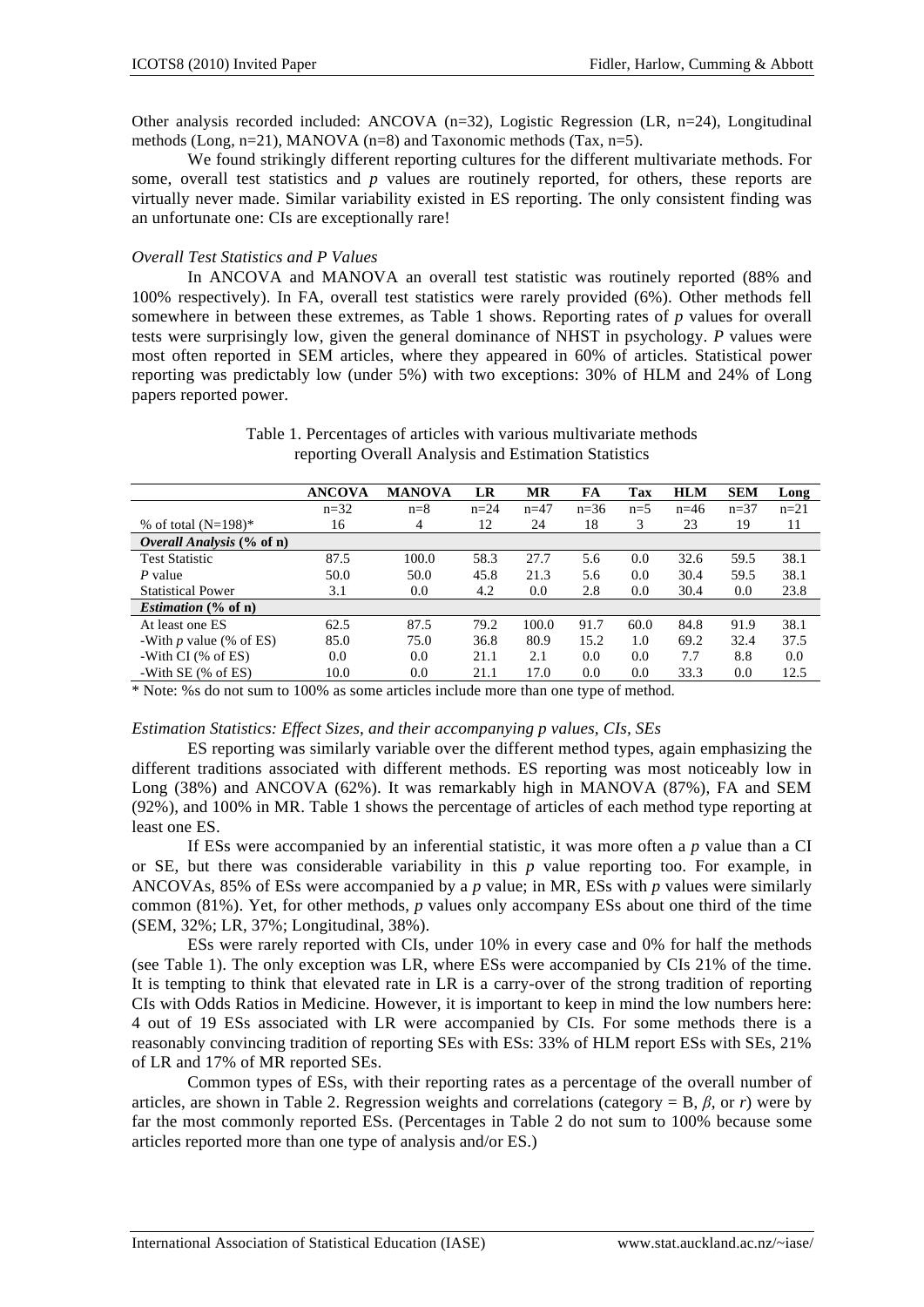Other analysis recorded included: ANCOVA (n=32), Logistic Regression (LR, n=24), Longitudinal methods (Long, n=21), MANOVA (n=8) and Taxonomic methods (Tax, n=5).

We found strikingly different reporting cultures for the different multivariate methods. For some, overall test statistics and *p* values are routinely reported, for others, these reports are virtually never made. Similar variability existed in ES reporting. The only consistent finding was an unfortunate one: CIs are exceptionally rare!

*Overall Test Statistics and P Values*

In ANCOVA and MANOVA an overall test statistic was routinely reported (88% and 100% respectively). In FA, overall test statistics were rarely provided (6%). Other methods fell somewhere in between these extremes, as Table 1 shows. Reporting rates of *p* values for overall tests were surprisingly low, given the general dominance of NHST in psychology. *P* values were most often reported in SEM articles, where they appeared in 60% of articles. Statistical power reporting was predictably low (under 5%) with two exceptions: 30% of HLM and 24% of Long papers reported power.

Table 1. Percentages of articles with various multivariate methods reporting Overall Analysis and Estimation Statistics

| | ANCOVA | MANOVA | LR | MR | FA | Tax | HLM | SEM | Long |
|---|---|---|---|---|---|---|---|---|---|
| | n=32 | n=8 | n=24 | n=47 | n=36 | n=5 | n=46 | n=37 | n=21 |
| % of total (N=198)* | 16 | 4 | 12 | 24 | 18 | 3 | 23 | 19 | 11 |
| ***Overall Analysis* (% of n)** | | | | | | | | | |
| Test Statistic | 87.5 | 100.0 | 58.3 | 27.7 | 5.6 | 0.0 | 32.6 | 59.5 | 38.1 |
| *P* value | 50.0 | 50.0 | 45.8 | 21.3 | 5.6 | 0.0 | 30.4 | 59.5 | 38.1 |
| Statistical Power | 3.1 | 0.0 | 4.2 | 0.0 | 2.8 | 0.0 | 30.4 | 0.0 | 23.8 |
| ***Estimation* (% of n)** | | | | | | | | | |
| At least one ES | 62.5 | 87.5 | 79.2 | 100.0 | 91.7 | 60.0 | 84.8 | 91.9 | 38.1 |
| -With *p* value (% of ES) | 85.0 | 75.0 | 36.8 | 80.9 | 15.2 | 1.0 | 69.2 | 32.4 | 37.5 |
| -With CI (% of ES) | 0.0 | 0.0 | 21.1 | 2.1 | 0.0 | 0.0 | 7.7 | 8.8 | 0.0 |
| -With SE (% of ES) | 10.0 | 0.0 | 21.1 | 17.0 | 0.0 | 0.0 | 33.3 | 0.0 | 12.5 |

\* Note: %s do not sum to 100% as some articles include more than one type of method.

*Estimation Statistics: Effect Sizes, and their accompanying p values, CIs, SEs*

ES reporting was similarly variable over the different method types, again emphasizing the different traditions associated with different methods. ES reporting was most noticeably low in Long (38%) and ANCOVA (62%). It was remarkably high in MANOVA (87%), FA and SEM (92%), and 100% in MR. Table 1 shows the percentage of articles of each method type reporting at least one ES.

If ESs were accompanied by an inferential statistic, it was more often a *p* value than a CI or SE, but there was considerable variability in this *p* value reporting too. For example, in ANCOVAs, 85% of ESs were accompanied by a *p* value; in MR, ESs with *p* values were similarly common (81%). Yet, for other methods, *p* values only accompany ESs about one third of the time (SEM, 32%; LR, 37%; Longitudinal, 38%).

ESs were rarely reported with CIs, under 10% in every case and 0% for half the methods (see Table 1). The only exception was LR, where ESs were accompanied by CIs 21% of the time. It is tempting to think that elevated rate in LR is a carry-over of the strong tradition of reporting CIs with Odds Ratios in Medicine. However, it is important to keep in mind the low numbers here: 4 out of 19 ESs associated with LR were accompanied by CIs. For some methods there is a reasonably convincing tradition of reporting SEs with ESs: 33% of HLM report ESs with SEs, 21% of LR and 17% of MR reported SEs.

Common types of ESs, with their reporting rates as a percentage of the overall number of articles, are shown in Table 2. Regression weights and correlations (category = B, $\beta$, or $r$) were by far the most commonly reported ESs. (Percentages in Table 2 do not sum to 100% because some articles reported more than one type of analysis and/or ES.)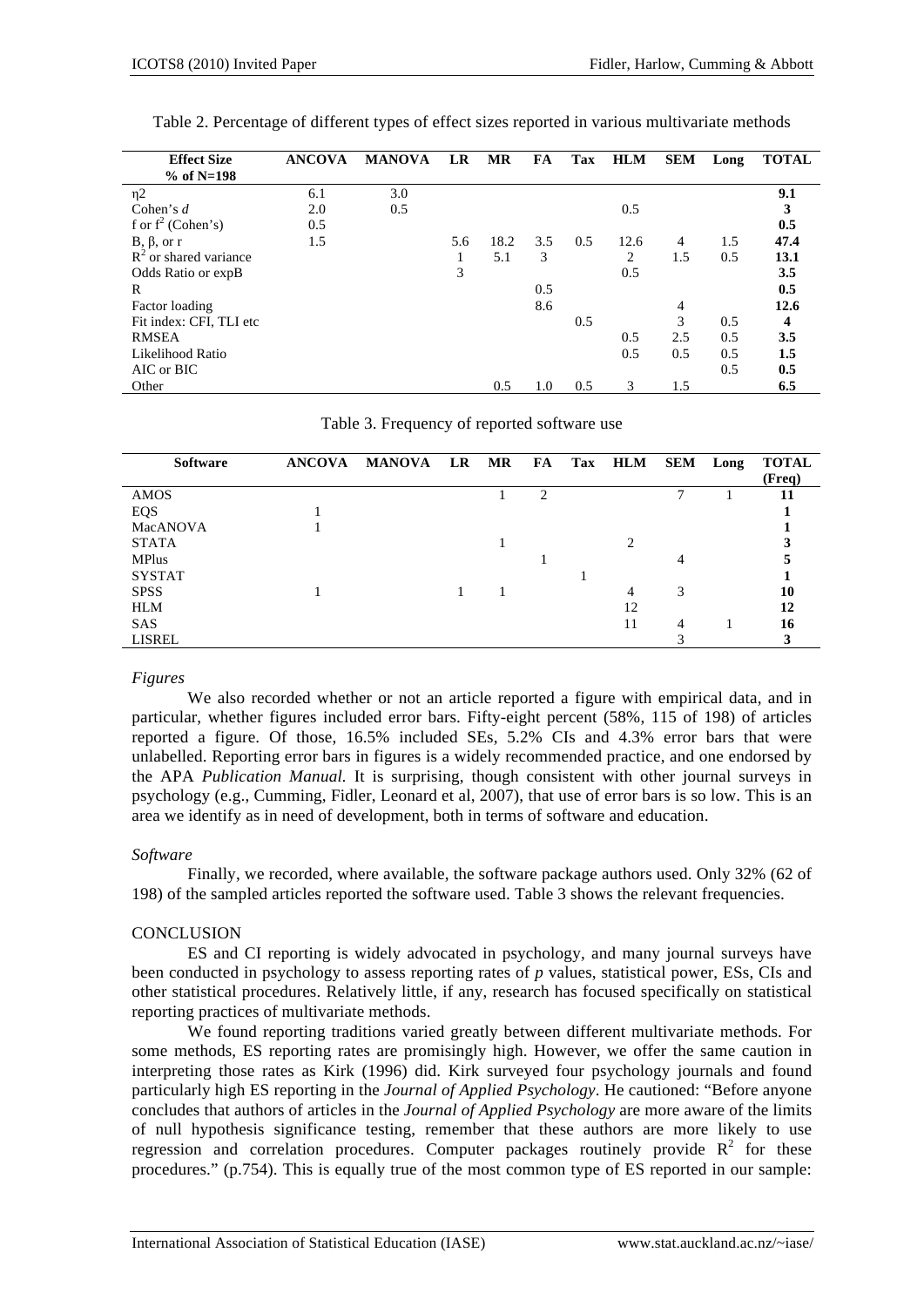Table 2. Percentage of different types of effect sizes reported in various multivariate methods

| **Effect Size** **% of N=198** | **ANCOVA** | **MANOVA** | **LR** | **MR** | **FA** | **Tax** | **HLM** | **SEM** | **Long** | **TOTAL** |
|---|---|---|---|---|---|---|---|---|---|---|
| η2 | 6.1 | 3.0 | | | | | | | | **9.1** |
| Cohen's *d* | 2.0 | 0.5 | | | | | 0.5 | | | **3** |
| f or $f^2$ (Cohen's) | 0.5 | | | | | | | | | **0.5** |
| B, β, or r | 1.5 | | 5.6 | 18.2 | 3.5 | 0.5 | 12.6 | 4 | 1.5 | **47.4** |
| $R^2$ or shared variance | | | 1 | 5.1 | 3 | | 2 | 1.5 | 0.5 | **13.1** |
| Odds Ratio or expB | | | 3 | | | | 0.5 | | | **3.5** |
| R | | | | | 0.5 | | | | | **0.5** |
| Factor loading | | | | | 8.6 | | | 4 | | **12.6** |
| Fit index: CFI, TLI etc | | | | | | 0.5 | | 3 | 0.5 | **4** |
| RMSEA | | | | | | | 0.5 | 2.5 | 0.5 | **3.5** |
| Likelihood Ratio | | | | | | | 0.5 | 0.5 | 0.5 | **1.5** |
| AIC or BIC | | | | | | | | | 0.5 | **0.5** |
| Other | | | | 0.5 | 1.0 | 0.5 | 3 | 1.5 | | **6.5** |

Table 3. Frequency of reported software use

| **Software** | **ANCOVA** | **MANOVA** | **LR** | **MR** | **FA** | **Tax** | **HLM** | **SEM** | **Long** | **TOTAL (Freq)** |
|---|---|---|---|---|---|---|---|---|---|---|
| AMOS | | | | 1 | 2 | | | 7 | 1 | **11** |
| EQS | 1 | | | | | | | | | **1** |
| MacANOVA | 1 | | | | | | | | | **1** |
| STATA | | | | 1 | | | 2 | | | **3** |
| MPlus | | | | | 1 | | | 4 | | **5** |
| SYSTAT | | | | | | 1 | | | | **1** |
| SPSS | 1 | | 1 | 1 | | | 4 | 3 | | **10** |
| HLM | | | | | | | 12 | | | **12** |
| SAS | | | | | | | 11 | 4 | 1 | **16** |
| LISREL | | | | | | | | 3 | | **3** |

*Figures*

We also recorded whether or not an article reported a figure with empirical data, and in particular, whether figures included error bars. Fifty-eight percent (58%, 115 of 198) of articles reported a figure. Of those, 16.5% included SEs, 5.2% CIs and 4.3% error bars that were unlabelled. Reporting error bars in figures is a widely recommended practice, and one endorsed by the APA *Publication Manual*. It is surprising, though consistent with other journal surveys in psychology (e.g., Cumming, Fidler, Leonard et al, 2007), that use of error bars is so low. This is an area we identify as in need of development, both in terms of software and education.

*Software*

Finally, we recorded, where available, the software package authors used. Only 32% (62 of 198) of the sampled articles reported the software used. Table 3 shows the relevant frequencies.

CONCLUSION

ES and CI reporting is widely advocated in psychology, and many journal surveys have been conducted in psychology to assess reporting rates of *p* values, statistical power, ESs, CIs and other statistical procedures. Relatively little, if any, research has focused specifically on statistical reporting practices of multivariate methods.

We found reporting traditions varied greatly between different multivariate methods. For some methods, ES reporting rates are promisingly high. However, we offer the same caution in interpreting those rates as Kirk (1996) did. Kirk surveyed four psychology journals and found particularly high ES reporting in the *Journal of Applied Psychology*. He cautioned: "Before anyone concludes that authors of articles in the *Journal of Applied Psychology* are more aware of the limits of null hypothesis significance testing, remember that these authors are more likely to use regression and correlation procedures. Computer packages routinely provide $R^2$ for these procedures." (p.754). This is equally true of the most common type of ES reported in our sample: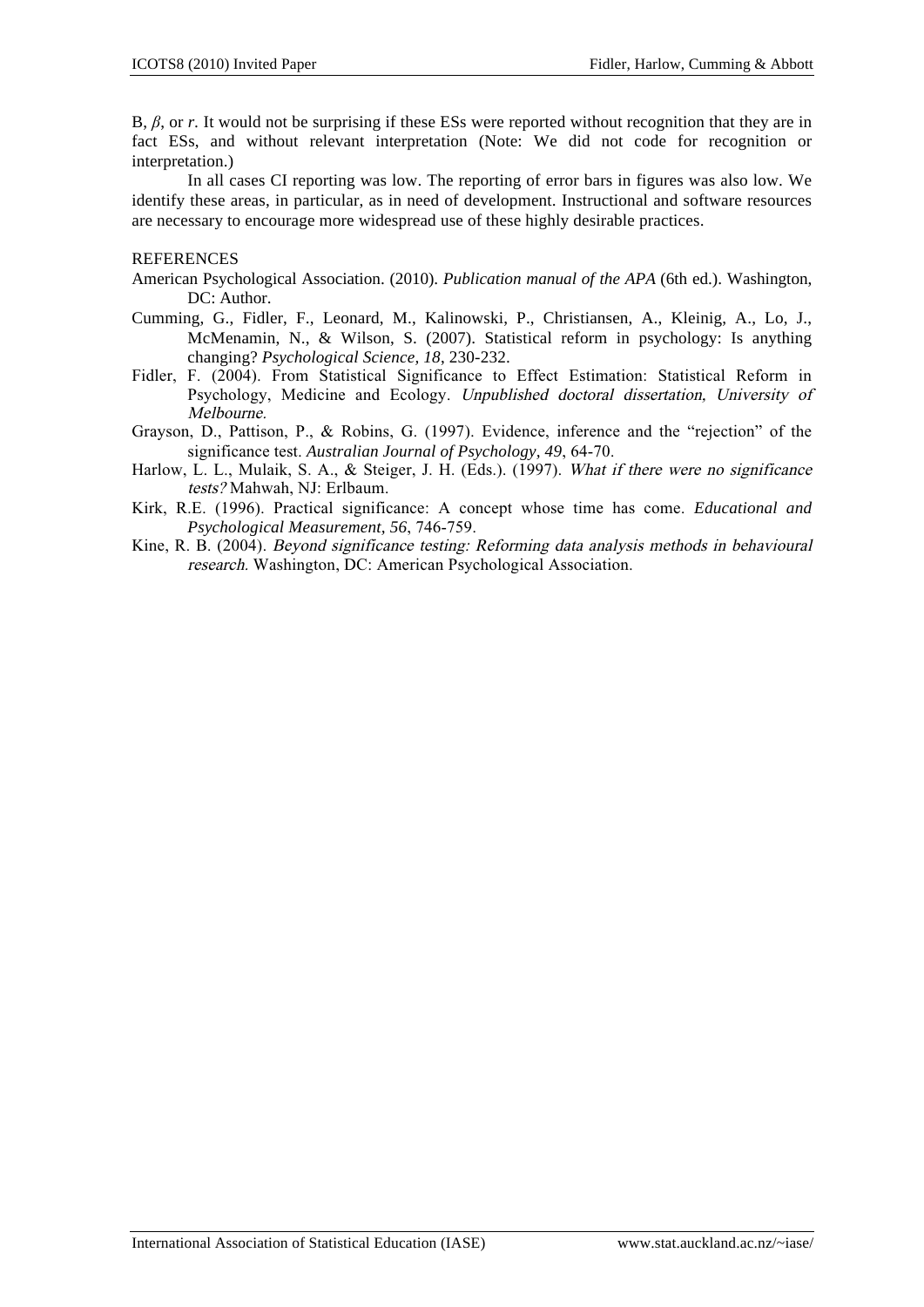B, $\beta$, or $r$. It would not be surprising if these ESs were reported without recognition that they are in fact ESs, and without relevant interpretation (Note: We did not code for recognition or interpretation.)

In all cases CI reporting was low. The reporting of error bars in figures was also low. We identify these areas, in particular, as in need of development. Instructional and software resources are necessary to encourage more widespread use of these highly desirable practices.

REFERENCES

American Psychological Association. (2010). *Publication manual of the APA* (6th ed.). Washington, DC: Author.

Cumming, G., Fidler, F., Leonard, M., Kalinowski, P., Christiansen, A., Kleinig, A., Lo, J., McMenamin, N., & Wilson, S. (2007). Statistical reform in psychology: Is anything changing? *Psychological Science, 18*, 230-232.

Fidler, F. (2004). From Statistical Significance to Effect Estimation: Statistical Reform in Psychology, Medicine and Ecology. *Unpublished doctoral dissertation, University of Melbourne.*

Grayson, D., Pattison, P., & Robins, G. (1997). Evidence, inference and the "rejection" of the significance test. *Australian Journal of Psychology, 49*, 64-70.

Harlow, L. L., Mulaik, S. A., & Steiger, J. H. (Eds.). (1997). *What if there were no significance tests?* Mahwah, NJ: Erlbaum.

Kirk, R.E. (1996). Practical significance: A concept whose time has come. *Educational and Psychological Measurement, 56*, 746-759.

Kine, R. B. (2004). *Beyond significance testing: Reforming data analysis methods in behavioural research.* Washington, DC: American Psychological Association.